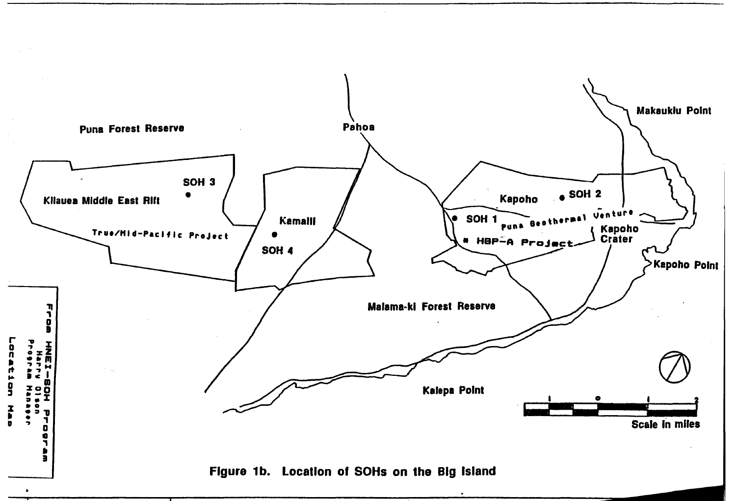Puna Forest Reserve

Pahoa

Makaukiu Point

Kilauea Middle East Rift

SOH 3

True/Mid-Pacific Project

Kamalii

SOH 4

Kapoho

SOH 2

SOH 1

Puna Geothermal Venture

HGP-A Project

Kapoho Crater

Kapoho Point

Malama-ki Forest Reserve

Kalepa Point

1 0 1 2

Scale in miles

From HNEI-SOH Program
Harry Olson
Program Manager
Location Map

Figure 1b. Location of SOHs on the Big Island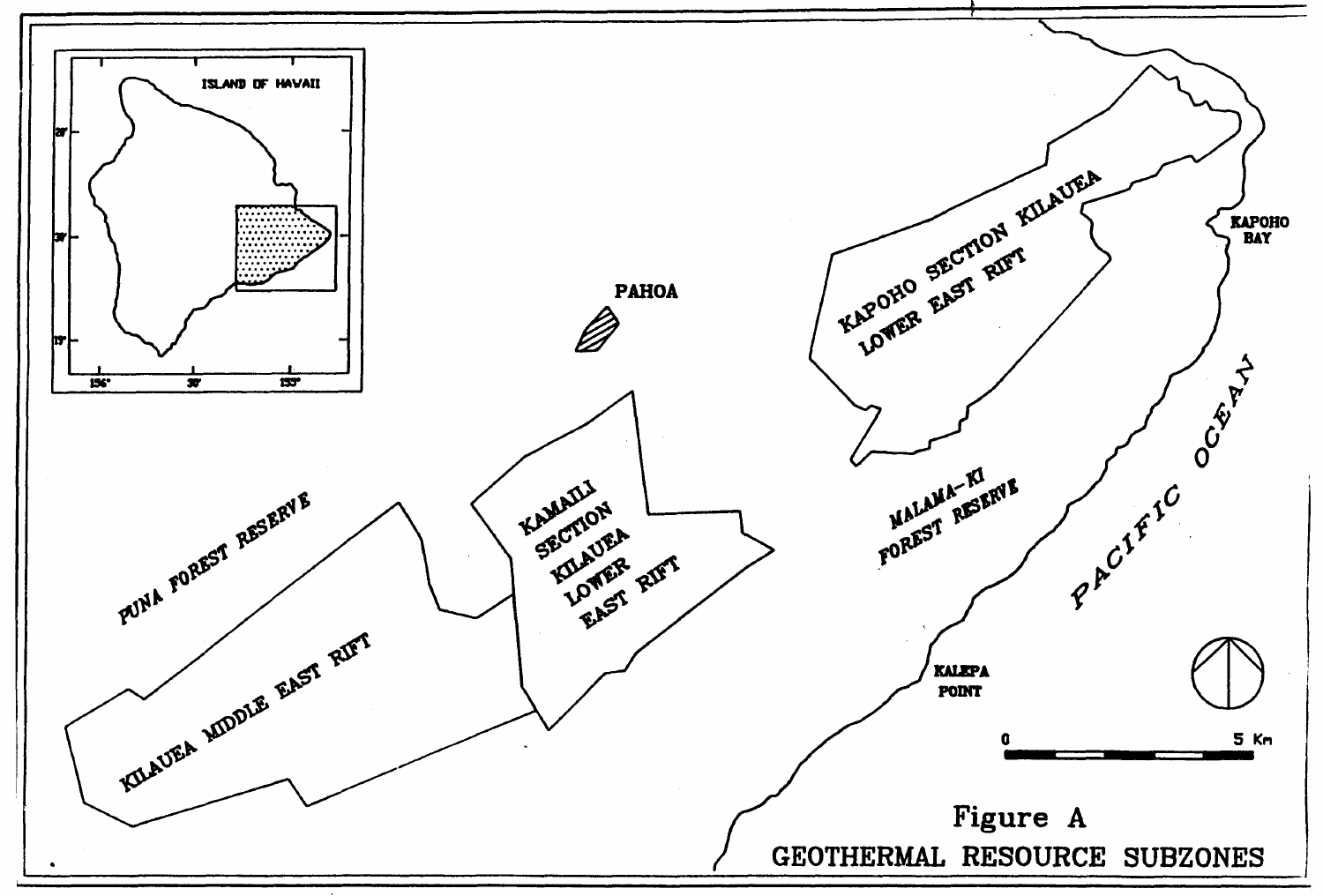Figure A

GEOTHERMAL RESOURCE SUBZONES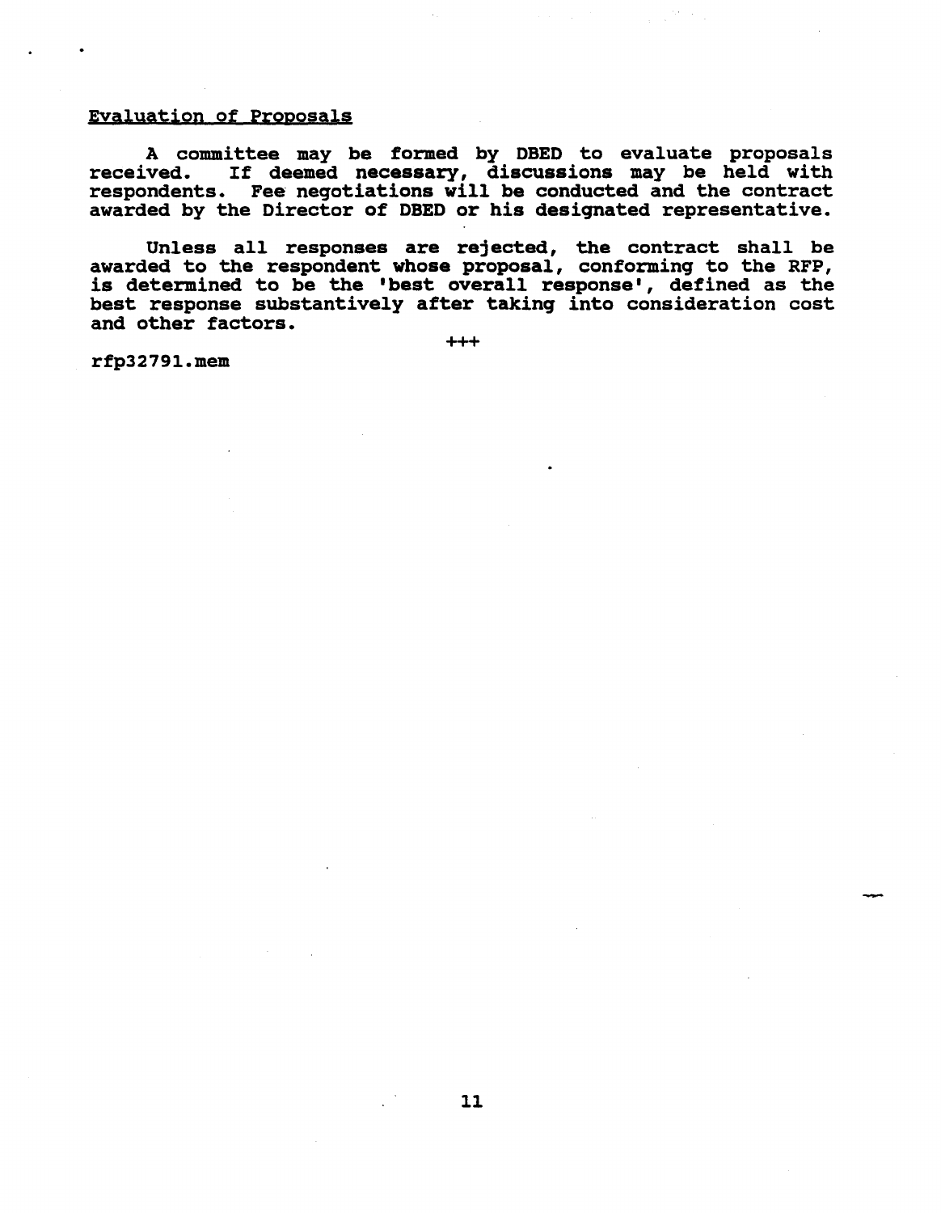## Evaluation of Proposals

A committee may be formed by DBED to evaluate proposals received. If deemed necessary, discussions may be held with respondents. Fee negotiations will be conducted and the contract awarded by the Director of DBED or his designated representative.

Unless all responses are rejected, the contract shall be awarded to the respondent whose proposal, conforming to the RFP, is determined to be the 'best overall response', defined as the best response substantively after taking into consideration cost and other factors.

+++

rfp32791.mem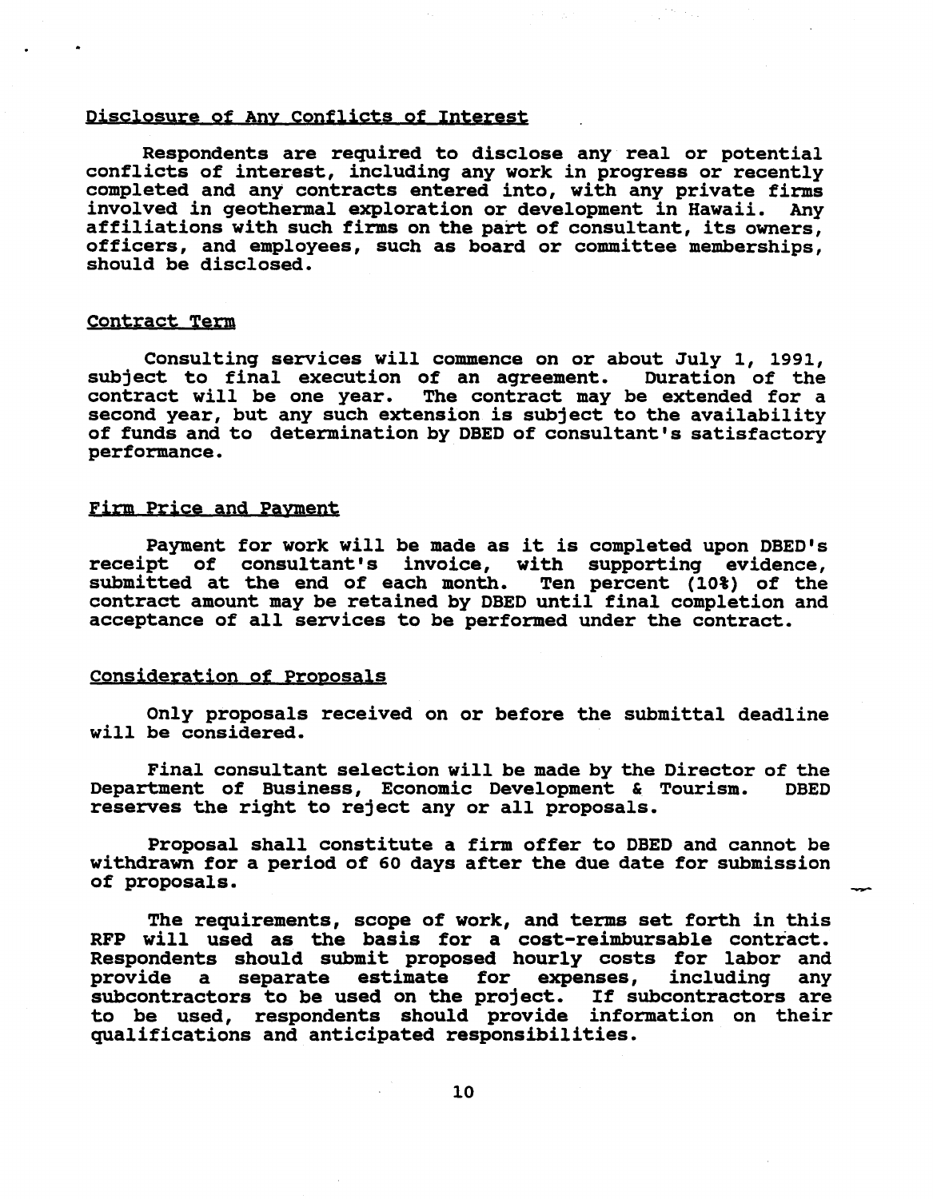## Disclosure of Any Conflicts of Interest

Respondents are required to disclose any real or potential conflicts of interest, including any work in progress or recently completed and any contracts entered into, with any private firms involved in geothermal exploration or development in Hawaii. Any affiliations with such firms on the part of consultant, its owners, officers, and employees, such as board or committee memberships, should be disclosed.

## Contract Term

Consulting services will commence on or about July 1, 1991, subject to final execution of an agreement. Duration of the contract will be one year. The contract may be extended for a second year, but any such extension is subject to the availability of funds and to determination by DBED of consultant's satisfactory performance.

## Firm Price and Payment

Payment for work will be made as it is completed upon DBED's receipt of consultant's invoice, with supporting evidence, submitted at the end of each month. Ten percent (10%) of the contract amount may be retained by DBED until final completion and acceptance of all services to be performed under the contract.

## Consideration of Proposals

Only proposals received on or before the submittal deadline will be considered.

Final consultant selection will be made by the Director of the Department of Business, Economic Development & Tourism. DBED reserves the right to reject any or all proposals.

Proposal shall constitute a firm offer to DBED and cannot be withdrawn for a period of 60 days after the due date for submission of proposals.

The requirements, scope of work, and terms set forth in this RFP will used as the basis for a cost-reimbursable contract. Respondents should submit proposed hourly costs for labor and provide a separate estimate for expenses, including any subcontractors to be used on the project. If subcontractors are to be used, respondents should provide information on their qualifications and anticipated responsibilities.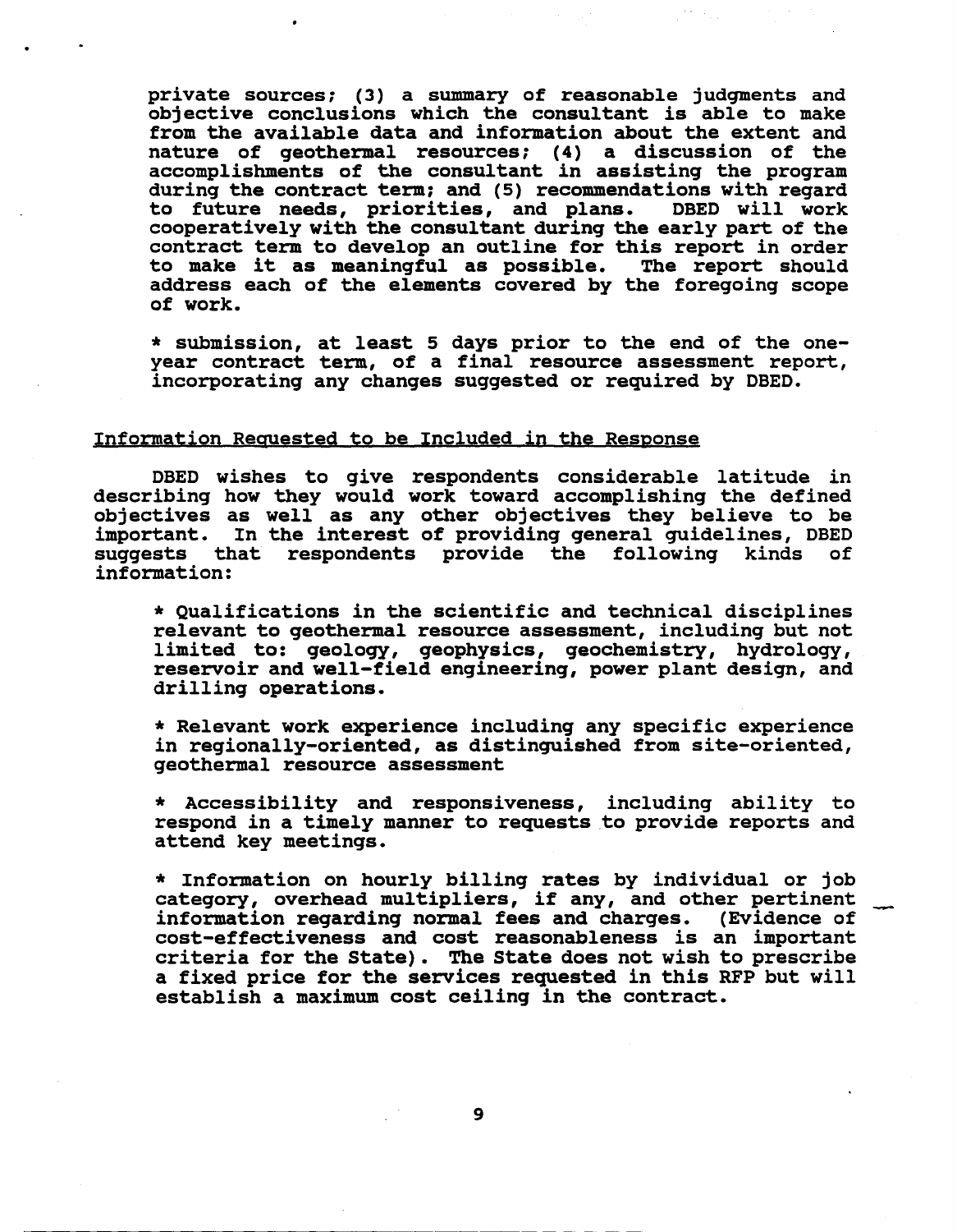private sources; (3) a summary of reasonable judgments and objective conclusions which the consultant is able to make from the available data and information about the extent and nature of geothermal resources; (4) a discussion of the accomplishments of the consultant in assisting the program during the contract term; and (5) recommendations with regard to future needs, priorities, and plans. DBED will work cooperatively with the consultant during the early part of the contract term to develop an outline for this report in order to make it as meaningful as possible. The report should address each of the elements covered by the foregoing scope of work.

* submission, at least 5 days prior to the end of the one-year contract term, of a final resource assessment report, incorporating any changes suggested or required by DBED.

## Information Requested to be Included in the Response

DBED wishes to give respondents considerable latitude in describing how they would work toward accomplishing the defined objectives as well as any other objectives they believe to be important. In the interest of providing general guidelines, DBED suggests that respondents provide the following kinds of information:

* Qualifications in the scientific and technical disciplines relevant to geothermal resource assessment, including but not limited to: geology, geophysics, geochemistry, hydrology, reservoir and well-field engineering, power plant design, and drilling operations.

* Relevant work experience including any specific experience in regionally-oriented, as distinguished from site-oriented, geothermal resource assessment

* Accessibility and responsiveness, including ability to respond in a timely manner to requests to provide reports and attend key meetings.

* Information on hourly billing rates by individual or job category, overhead multipliers, if any, and other pertinent information regarding normal fees and charges. (Evidence of cost-effectiveness and cost reasonableness is an important criteria for the State). The State does not wish to prescribe a fixed price for the services requested in this RFP but will establish a maximum cost ceiling in the contract.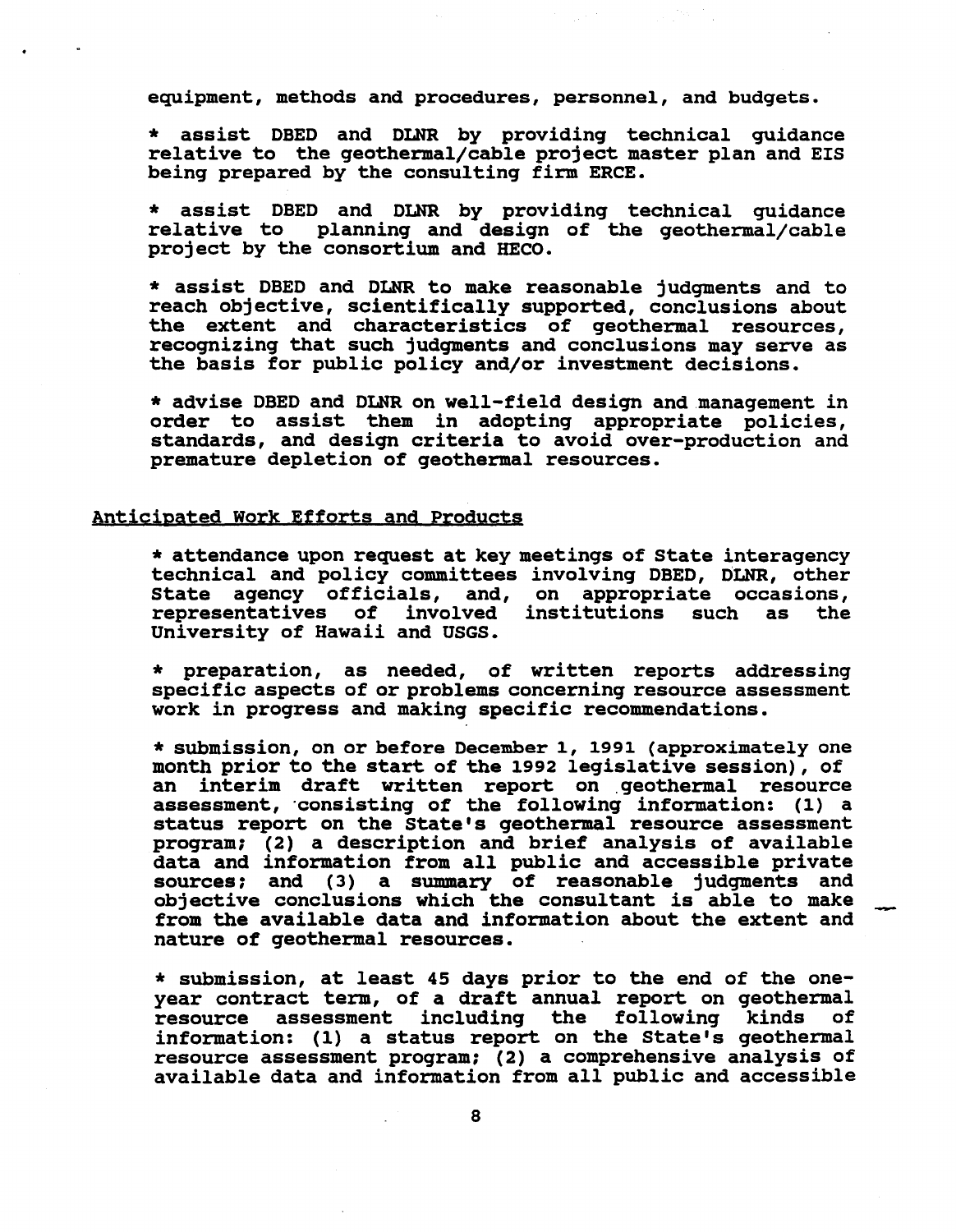equipment, methods and procedures, personnel, and budgets.

* assist DBED and DLNR by providing technical guidance relative to the geothermal/cable project master plan and EIS being prepared by the consulting firm ERCE.

* assist DBED and DLNR by providing technical guidance relative to planning and design of the geothermal/cable project by the consortium and HECO.

* assist DBED and DLNR to make reasonable judgments and to reach objective, scientifically supported, conclusions about the extent and characteristics of geothermal resources, recognizing that such judgments and conclusions may serve as the basis for public policy and/or investment decisions.

* advise DBED and DLNR on well-field design and management in order to assist them in adopting appropriate policies, standards, and design criteria to avoid over-production and premature depletion of geothermal resources.

## Anticipated Work Efforts and Products

* attendance upon request at key meetings of State interagency technical and policy committees involving DBED, DLNR, other State agency officials, and, on appropriate occasions, representatives of involved institutions such as the University of Hawaii and USGS.

* preparation, as needed, of written reports addressing specific aspects of or problems concerning resource assessment work in progress and making specific recommendations.

* submission, on or before December 1, 1991 (approximately one month prior to the start of the 1992 legislative session), of an interim draft written report on geothermal resource assessment, consisting of the following information: (1) a status report on the State's geothermal resource assessment program; (2) a description and brief analysis of available data and information from all public and accessible private sources; and (3) a summary of reasonable judgments and objective conclusions which the consultant is able to make from the available data and information about the extent and nature of geothermal resources.

* submission, at least 45 days prior to the end of the one-year contract term, of a draft annual report on geothermal resource assessment including the following kinds of information: (1) a status report on the State's geothermal resource assessment program; (2) a comprehensive analysis of available data and information from all public and accessible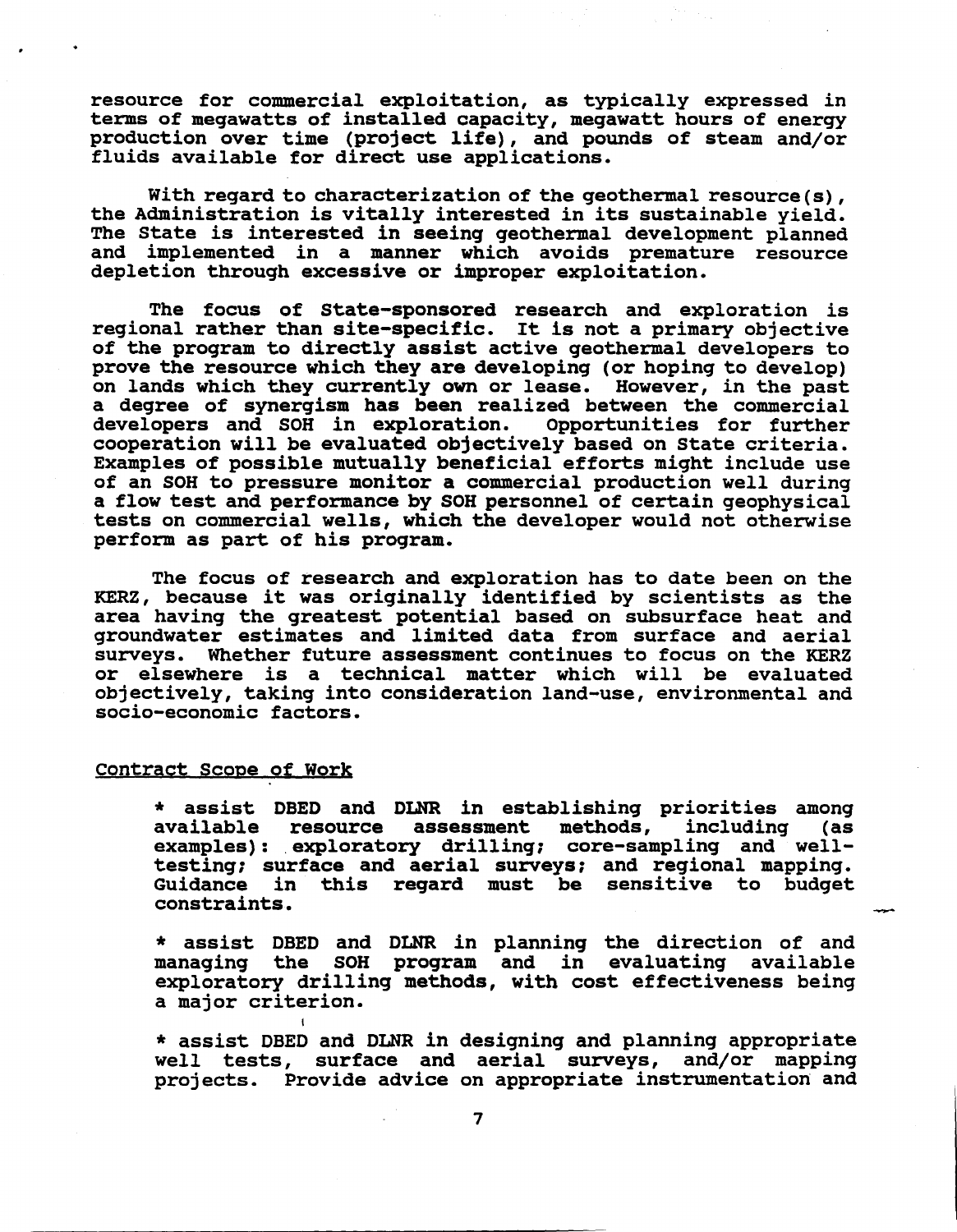resource for commercial exploitation, as typically expressed in terms of megawatts of installed capacity, megawatt hours of energy production over time (project life), and pounds of steam and/or fluids available for direct use applications.

With regard to characterization of the geothermal resource(s), the Administration is vitally interested in its sustainable yield. The State is interested in seeing geothermal development planned and implemented in a manner which avoids premature resource depletion through excessive or improper exploitation.

The focus of State-sponsored research and exploration is regional rather than site-specific. It is not a primary objective of the program to directly assist active geothermal developers to prove the resource which they are developing (or hoping to develop) on lands which they currently own or lease. However, in the past a degree of synergism has been realized between the commercial developers and SOH in exploration. Opportunities for further cooperation will be evaluated objectively based on State criteria. Examples of possible mutually beneficial efforts might include use of an SOH to pressure monitor a commercial production well during a flow test and performance by SOH personnel of certain geophysical tests on commercial wells, which the developer would not otherwise perform as part of his program.

The focus of research and exploration has to date been on the KERZ, because it was originally identified by scientists as the area having the greatest potential based on subsurface heat and groundwater estimates and limited data from surface and aerial surveys. Whether future assessment continues to focus on the KERZ or elsewhere is a technical matter which will be evaluated objectively, taking into consideration land-use, environmental and socio-economic factors.

<u>Contract Scope of Work</u>

* assist DBED and DLNR in establishing priorities among available resource assessment methods, including (as examples): exploratory drilling; core-sampling and well-testing; surface and aerial surveys; and regional mapping. Guidance in this regard must be sensitive to budget constraints.

* assist DBED and DLNR in planning the direction of and managing the SOH program and in evaluating available exploratory drilling methods, with cost effectiveness being a major criterion.

* assist DBED and DLNR in designing and planning appropriate well tests, surface and aerial surveys, and/or mapping projects. Provide advice on appropriate instrumentation and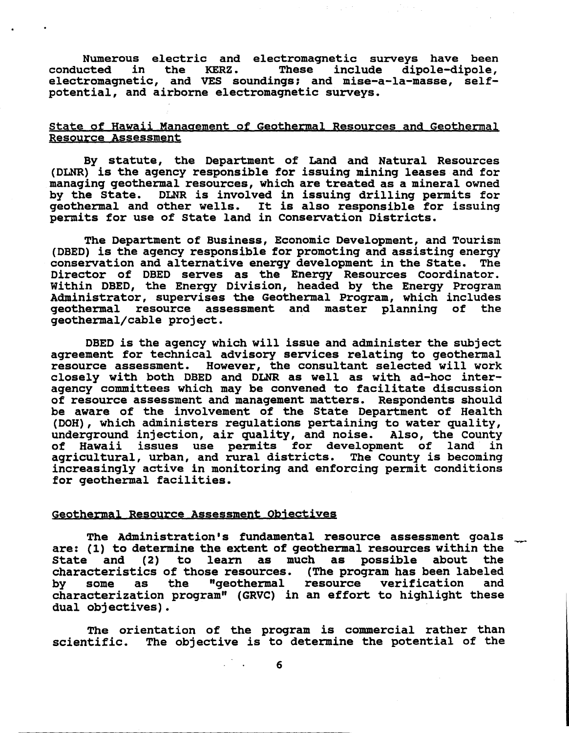Numerous electric and electromagnetic surveys have been conducted in the KERZ. These include dipole-dipole, electromagnetic, and VES soundings; and mise-a-la-masse, self-potential, and airborne electromagnetic surveys.

## State of Hawaii Management of Geothermal Resources and Geothermal Resource Assessment

By statute, the Department of Land and Natural Resources (DLNR) is the agency responsible for issuing mining leases and for managing geothermal resources, which are treated as a mineral owned by the State. DLNR is involved in issuing drilling permits for geothermal and other wells. It is also responsible for issuing permits for use of State land in Conservation Districts.

The Department of Business, Economic Development, and Tourism (DBED) is the agency responsible for promoting and assisting energy conservation and alternative energy development in the State. The Director of DBED serves as the Energy Resources Coordinator. Within DBED, the Energy Division, headed by the Energy Program Administrator, supervises the Geothermal Program, which includes geothermal resource assessment and master planning of the geothermal/cable project.

DBED is the agency which will issue and administer the subject agreement for technical advisory services relating to geothermal resource assessment. However, the consultant selected will work closely with both DBED and DLNR as well as with ad-hoc inter-agency committees which may be convened to facilitate discussion of resource assessment and management matters. Respondents should be aware of the involvement of the State Department of Health (DOH), which administers regulations pertaining to water quality, underground injection, air quality, and noise. Also, the County of Hawaii issues use permits for development of land in agricultural, urban, and rural districts. The County is becoming increasingly active in monitoring and enforcing permit conditions for geothermal facilities.

## Geothermal Resource Assessment Objectives

The Administration's fundamental resource assessment goals are: (1) to determine the extent of geothermal resources within the State and (2) to learn as much as possible about the characteristics of those resources. (The program has been labeled by some as the "geothermal resource verification and characterization program" (GRVC) in an effort to highlight these dual objectives).

The orientation of the program is commercial rather than scientific. The objective is to determine the potential of the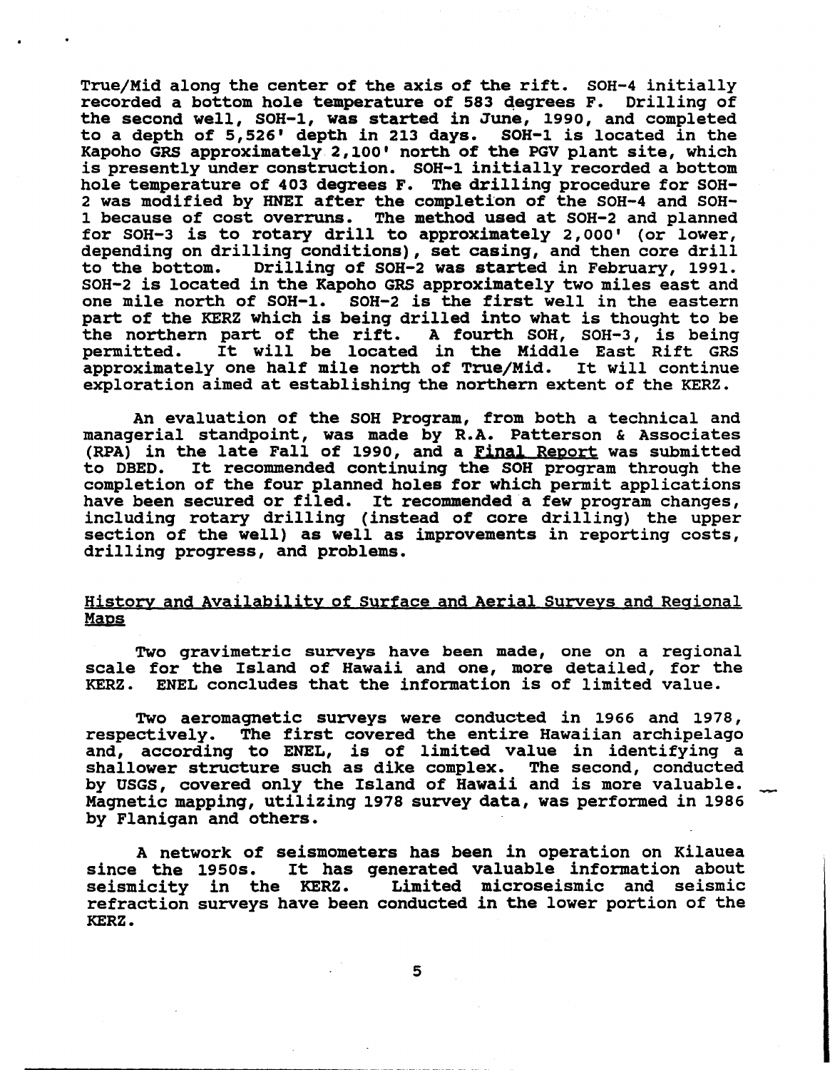True/Mid along the center of the axis of the rift. SOH-4 initially recorded a bottom hole temperature of 583 degrees F. Drilling of the second well, SOH-1, was started in June, 1990, and completed to a depth of 5,526' depth in 213 days. SOH-1 is located in the Kapoho GRS approximately 2,100' north of the PGV plant site, which is presently under construction. SOH-1 initially recorded a bottom hole temperature of 403 degrees F. The drilling procedure for SOH-2 was modified by HNEI after the completion of the SOH-4 and SOH-1 because of cost overruns. The method used at SOH-2 and planned for SOH-3 is to rotary drill to approximately 2,000' (or lower, depending on drilling conditions), set casing, and then core drill to the bottom. Drilling of SOH-2 was started in February, 1991. SOH-2 is located in the Kapoho GRS approximately two miles east and one mile north of SOH-1. SOH-2 is the first well in the eastern part of the KERZ which is being drilled into what is thought to be the northern part of the rift. A fourth SOH, SOH-3, is being permitted. It will be located in the Middle East Rift GRS approximately one half mile north of True/Mid. It will continue exploration aimed at establishing the northern extent of the KERZ.

An evaluation of the SOH Program, from both a technical and managerial standpoint, was made by R.A. Patterson & Associates (RPA) in the late Fall of 1990, and a Final Report was submitted to DBED. It recommended continuing the SOH program through the completion of the four planned holes for which permit applications have been secured or filed. It recommended a few program changes, including rotary drilling (instead of core drilling) the upper section of the well) as well as improvements in reporting costs, drilling progress, and problems.

## History and Availability of Surface and Aerial Surveys and Regional Maps

Two gravimetric surveys have been made, one on a regional scale for the Island of Hawaii and one, more detailed, for the KERZ. ENEL concludes that the information is of limited value.

Two aeromagnetic surveys were conducted in 1966 and 1978, respectively. The first covered the entire Hawaiian archipelago and, according to ENEL, is of limited value in identifying a shallower structure such as dike complex. The second, conducted by USGS, covered only the Island of Hawaii and is more valuable. Magnetic mapping, utilizing 1978 survey data, was performed in 1986 by Flanigan and others.

A network of seismometers has been in operation on Kilauea since the 1950s. It has generated valuable information about seismicity in the KERZ. Limited microseismic and seismic refraction surveys have been conducted in the lower portion of the KERZ.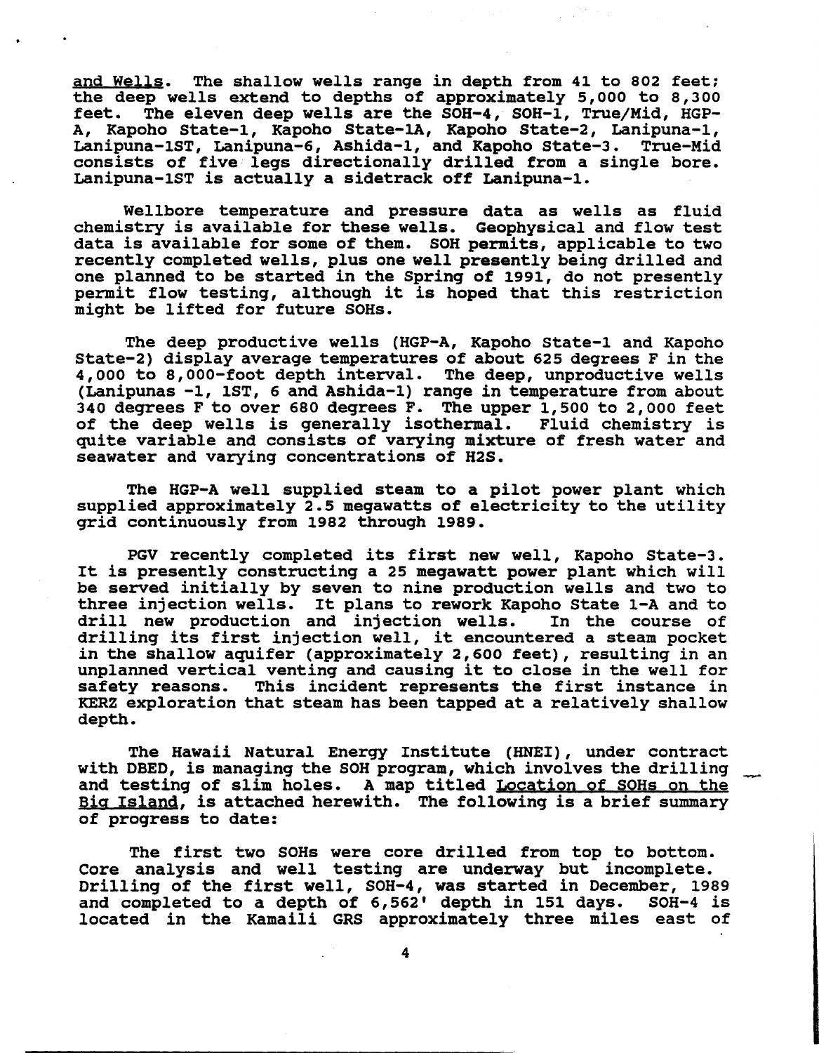and Wells. The shallow wells range in depth from 41 to 802 feet; the deep wells extend to depths of approximately 5,000 to 8,300 feet. The eleven deep wells are the SOH-4, SOH-1, True/Mid, HGP-A, Kapoho State-1, Kapoho State-1A, Kapoho State-2, Lanipuna-1, Lanipuna-1ST, Lanipuna-6, Ashida-1, and Kapoho State-3. True-Mid consists of five legs directionally drilled from a single bore. Lanipuna-1ST is actually a sidetrack off Lanipuna-1.

Wellbore temperature and pressure data as wells as fluid chemistry is available for these wells. Geophysical and flow test data is available for some of them. SOH permits, applicable to two recently completed wells, plus one well presently being drilled and one planned to be started in the Spring of 1991, do not presently permit flow testing, although it is hoped that this restriction might be lifted for future SOHs.

The deep productive wells (HGP-A, Kapoho State-1 and Kapoho State-2) display average temperatures of about 625 degrees F in the 4,000 to 8,000-foot depth interval. The deep, unproductive wells (Lanipunas -1, 1ST, 6 and Ashida-1) range in temperature from about 340 degrees F to over 680 degrees F. The upper 1,500 to 2,000 feet of the deep wells is generally isothermal. Fluid chemistry is quite variable and consists of varying mixture of fresh water and seawater and varying concentrations of $H_2S$.

The HGP-A well supplied steam to a pilot power plant which supplied approximately 2.5 megawatts of electricity to the utility grid continuously from 1982 through 1989.

PGV recently completed its first new well, Kapoho State-3. It is presently constructing a 25 megawatt power plant which will be served initially by seven to nine production wells and two to three injection wells. It plans to rework Kapoho State 1-A and to drill new production and injection wells. In the course of drilling its first injection well, it encountered a steam pocket in the shallow aquifer (approximately 2,600 feet), resulting in an unplanned vertical venting and causing it to close in the well for safety reasons. This incident represents the first instance in KERZ exploration that steam has been tapped at a relatively shallow depth.

The Hawaii Natural Energy Institute (HNEI), under contract with DBED, is managing the SOH program, which involves the drilling and testing of slim holes. A map titled Location of SOHs on the Big Island, is attached herewith. The following is a brief summary of progress to date:

The first two SOHs were core drilled from top to bottom. Core analysis and well testing are underway but incomplete. Drilling of the first well, SOH-4, was started in December, 1989 and completed to a depth of 6,562' depth in 151 days. SOH-4 is located in the Kamaili GRS approximately three miles east of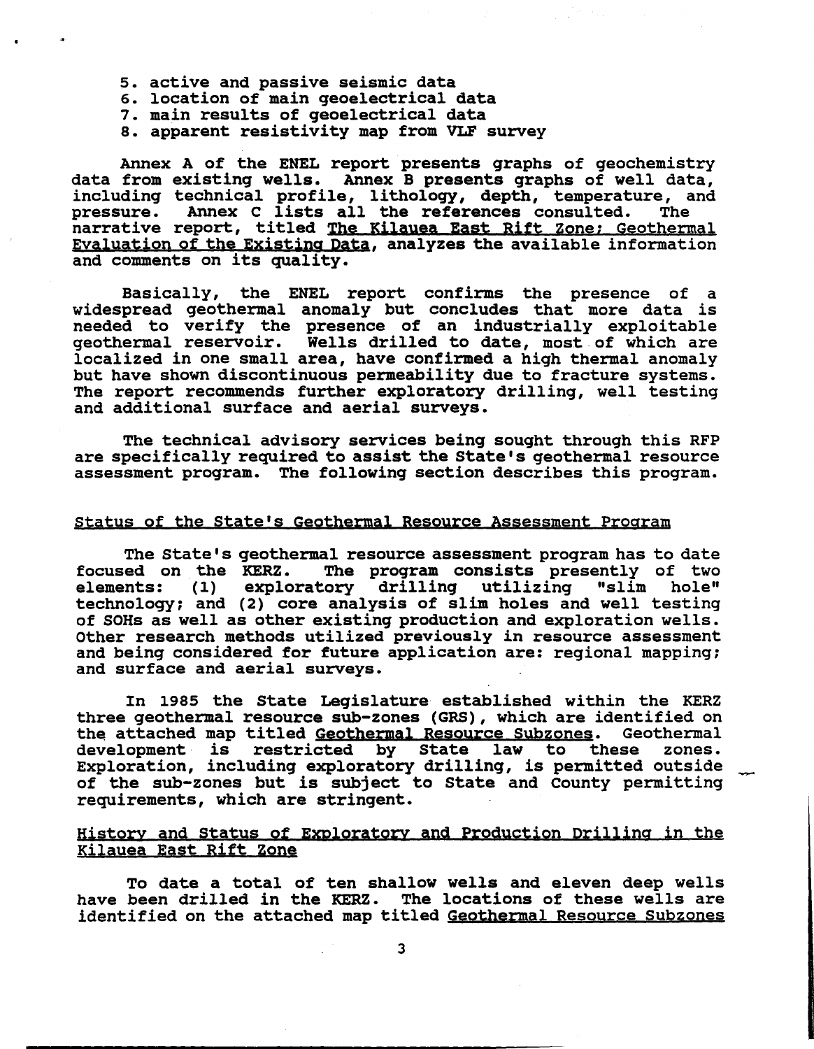5. active and passive seismic data
6. location of main geoelectrical data
7. main results of geoelectrical data
8. apparent resistivity map from VLF survey

Annex A of the ENEL report presents graphs of geochemistry data from existing wells. Annex B presents graphs of well data, including technical profile, lithology, depth, temperature, and pressure. Annex C lists all the references consulted. The narrative report, titled The Kilauea East Rift Zone; Geothermal Evaluation of the Existing Data, analyzes the available information and comments on its quality.

Basically, the ENEL report confirms the presence of a widespread geothermal anomaly but concludes that more data is needed to verify the presence of an industrially exploitable geothermal reservoir. Wells drilled to date, most of which are localized in one small area, have confirmed a high thermal anomaly but have shown discontinuous permeability due to fracture systems. The report recommends further exploratory drilling, well testing and additional surface and aerial surveys.

The technical advisory services being sought through this RFP are specifically required to assist the State's geothermal resource assessment program. The following section describes this program.

## Status of the State's Geothermal Resource Assessment Program

The State's geothermal resource assessment program has to date focused on the KERZ. The program consists presently of two elements: (1) exploratory drilling utilizing "slim hole" technology; and (2) core analysis of slim holes and well testing of SOHs as well as other existing production and exploration wells. Other research methods utilized previously in resource assessment and being considered for future application are: regional mapping; and surface and aerial surveys.

In 1985 the State Legislature established within the KERZ three geothermal resource sub-zones (GRS), which are identified on the attached map titled Geothermal Resource Subzones. Geothermal development is restricted by State law to these zones. Exploration, including exploratory drilling, is permitted outside of the sub-zones but is subject to State and County permitting requirements, which are stringent.

## History and Status of Exploratory and Production Drilling in the Kilauea East Rift Zone

To date a total of ten shallow wells and eleven deep wells have been drilled in the KERZ. The locations of these wells are identified on the attached map titled Geothermal Resource Subzones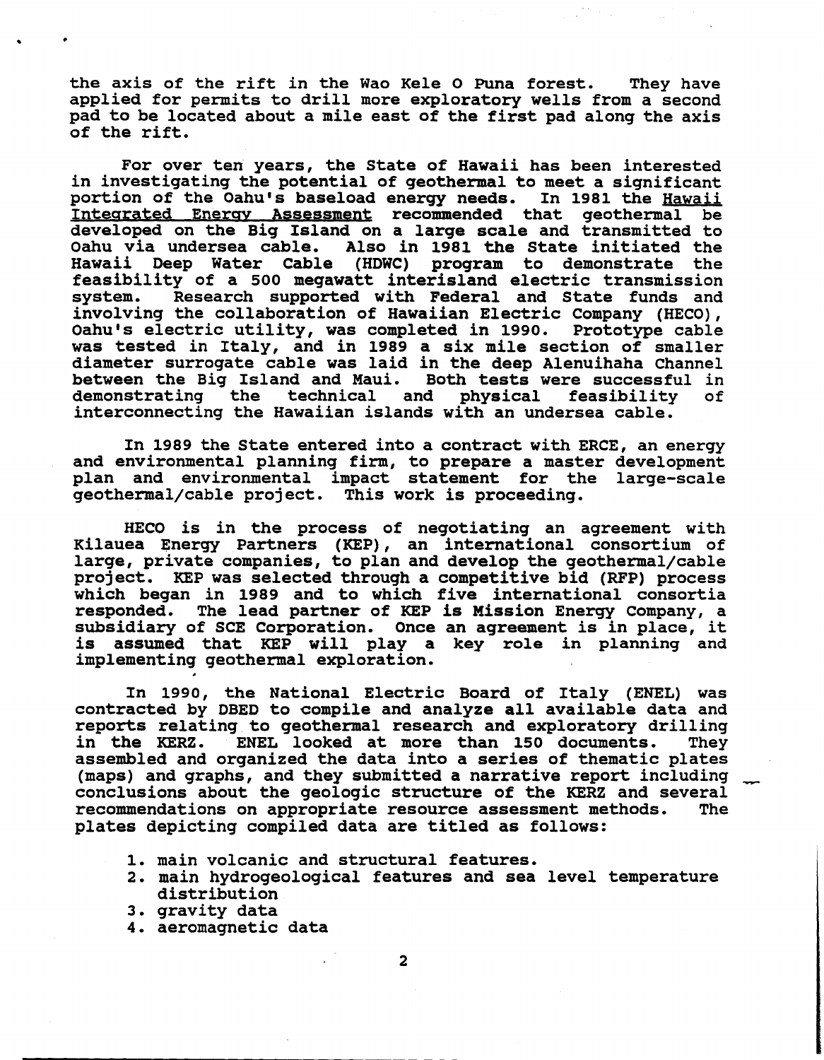the axis of the rift in the Wao Kele O Puna forest. They have applied for permits to drill more exploratory wells from a second pad to be located about a mile east of the first pad along the axis of the rift.

For over ten years, the State of Hawaii has been interested in investigating the potential of geothermal to meet a significant portion of the Oahu's baseload energy needs. In 1981 the Hawaii Integrated Energy Assessment recommended that geothermal be developed on the Big Island on a large scale and transmitted to Oahu via undersea cable. Also in 1981 the State initiated the Hawaii Deep Water Cable (HDWC) program to demonstrate the feasibility of a 500 megawatt interisland electric transmission system. Research supported with Federal and State funds and involving the collaboration of Hawaiian Electric Company (HECO), Oahu's electric utility, was completed in 1990. Prototype cable was tested in Italy, and in 1989 a six mile section of smaller diameter surrogate cable was laid in the deep Alenuihaha Channel between the Big Island and Maui. Both tests were successful in demonstrating the technical and physical feasibility of interconnecting the Hawaiian islands with an undersea cable.

In 1989 the State entered into a contract with ERCE, an energy and environmental planning firm, to prepare a master development plan and environmental impact statement for the large-scale geothermal/cable project. This work is proceeding.

HECO is in the process of negotiating an agreement with Kilauea Energy Partners (KEP), an international consortium of large, private companies, to plan and develop the geothermal/cable project. KEP was selected through a competitive bid (RFP) process which began in 1989 and to which five international consortia responded. The lead partner of KEP is Mission Energy Company, a subsidiary of SCE Corporation. Once an agreement is in place, it is assumed that KEP will play a key role in planning and implementing geothermal exploration.

In 1990, the National Electric Board of Italy (ENEL) was contracted by DBED to compile and analyze all available data and reports relating to geothermal research and exploratory drilling in the KERZ. ENEL looked at more than 150 documents. They assembled and organized the data into a series of thematic plates (maps) and graphs, and they submitted a narrative report including conclusions about the geologic structure of the KERZ and several recommendations on appropriate resource assessment methods. The plates depicting compiled data are titled as follows:

1. main volcanic and structural features.
2. main hydrogeological features and sea level temperature distribution
3. gravity data
4. aeromagnetic data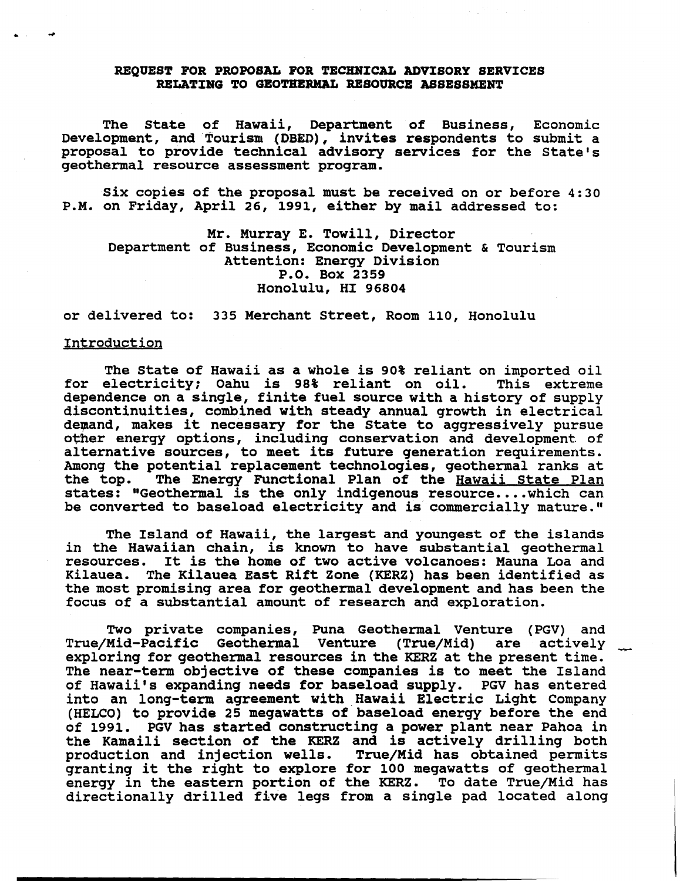## REQUEST FOR PROPOSAL FOR TECHNICAL ADVISORY SERVICES RELATING TO GEOTHERMAL RESOURCE ASSESSMENT

The State of Hawaii, Department of Business, Economic Development, and Tourism (DBED), invites respondents to submit a proposal to provide technical advisory services for the State's geothermal resource assessment program.

Six copies of the proposal must be received on or before 4:30 P.M. on Friday, April 26, 1991, either by mail addressed to:

Mr. Murray E. Towill, Director
Department of Business, Economic Development & Tourism
Attention: Energy Division
P.O. Box 2359
Honolulu, HI 96804

or delivered to: 335 Merchant Street, Room 110, Honolulu

### Introduction

The State of Hawaii as a whole is 90% reliant on imported oil for electricity; Oahu is 98% reliant on oil. This extreme dependence on a single, finite fuel source with a history of supply discontinuities, combined with steady annual growth in electrical demand, makes it necessary for the State to aggressively pursue other energy options, including conservation and development of alternative sources, to meet its future generation requirements. Among the potential replacement technologies, geothermal ranks at the top. The Energy Functional Plan of the Hawaii State Plan states: "Geothermal is the only indigenous resource....which can be converted to baseload electricity and is commercially mature."

The Island of Hawaii, the largest and youngest of the islands in the Hawaiian chain, is known to have substantial geothermal resources. It is the home of two active volcanoes: Mauna Loa and Kilauea. The Kilauea East Rift Zone (KERZ) has been identified as the most promising area for geothermal development and has been the focus of a substantial amount of research and exploration.

Two private companies, Puna Geothermal Venture (PGV) and True/Mid-Pacific Geothermal Venture (True/Mid) are actively exploring for geothermal resources in the KERZ at the present time. The near-term objective of these companies is to meet the Island of Hawaii's expanding needs for baseload supply. PGV has entered into an long-term agreement with Hawaii Electric Light Company (HELCO) to provide 25 megawatts of baseload energy before the end of 1991. PGV has started constructing a power plant near Pahoa in the Kamaili section of the KERZ and is actively drilling both production and injection wells. True/Mid has obtained permits granting it the right to explore for 100 megawatts of geothermal energy in the eastern portion of the KERZ. To date True/Mid has directionally drilled five legs from a single pad located along